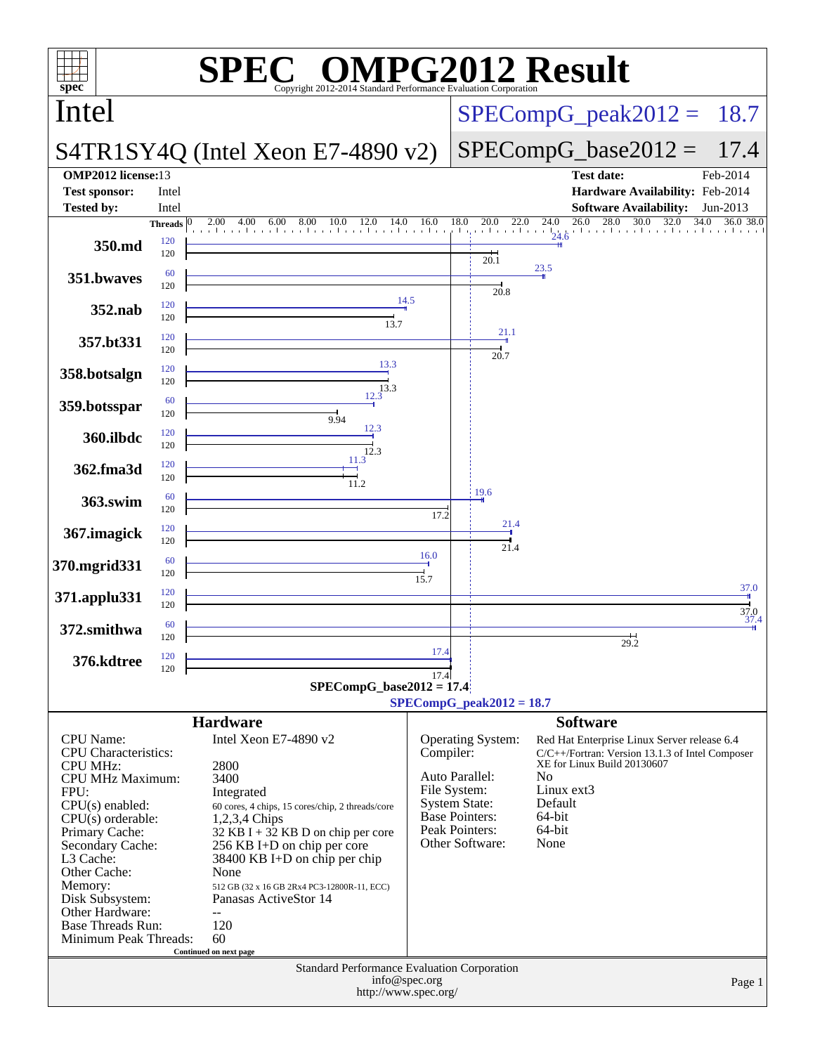# SPEC OMPG2012 Result

Copyright 2012-2014 Standard Performance Evaluation Corporation

## Intel

## S4TR1SY4Q (Intel Xeon E7-4890 v2)

SPECompG_peak2012 = 18.7

SPECompG_base2012 = 17.4

| | | | |
|---|---|---|---|
| **OMP2012 license:** | 13 | **Test date:** | Feb-2014 |
| **Test sponsor:** | Intel | **Hardware Availability:** | Feb-2014 |
| **Tested by:** | Intel | **Software Availability:** | Jun-2013 |

| Benchmark | Base Threads | Base Ratio | Peak Threads | Peak Ratio |
|---|---|---|---|---|
| 350.md | 120 | 20.1 | 120 | 24.6 |
| 351.bwaves | 120 | 20.8 | 60 | 23.5 |
| 352.nab | 120 | 13.7 | 120 | 14.5 |
| 357.bt331 | 120 | 20.7 | 120 | 21.1 |
| 358.botsalgn | 120 | 13.3 | 120 | 13.3 |
| 359.botsspar | 120 | 9.94 | 60 | 12.3 |
| 360.ilbdc | 120 | 12.3 | 120 | 12.3 |
| 362.fma3d | 120 | 11.2 | 120 | 11.3 |
| 363.swim | 120 | 17.2 | 60 | 19.6 |
| 367.imagick | 120 | 21.4 | 120 | 21.4 |
| 370.mgrid331 | 120 | 15.7 | 60 | 16.0 |
| 371.applu331 | 120 | 37.0 | 120 | 37.0 |
| 372.smithwa | 120 | 29.2 | 60 | 37.4 |
| 376.kdtree | 120 | 17.4 | 120 | 17.4 |

SPECompG_base2012 = 17.4

SPECompG_peak2012 = 18.7

## Hardware

| | |
|---|---|
| CPU Name: | Intel Xeon E7-4890 v2 |
| CPU Characteristics: | |
| CPU MHz: | 2800 |
| CPU MHz Maximum: | 3400 |
| FPU: | Integrated |
| CPU(s) enabled: | 60 cores, 4 chips, 15 cores/chip, 2 threads/core |
| CPU(s) orderable: | 1,2,3,4 Chips |
| Primary Cache: | 32 KB I + 32 KB D on chip per core |
| Secondary Cache: | 256 KB I+D on chip per core |
| L3 Cache: | 38400 KB I+D on chip per chip |
| Other Cache: | None |
| Memory: | 512 GB (32 x 16 GB 2Rx4 PC3-12800R-11, ECC) |
| Disk Subsystem: | Panasas ActiveStor 14 |
| Other Hardware: | -- |
| Base Threads Run: | 120 |
| Minimum Peak Threads: | 60 |

Continued on next page

## Software

| | |
|---|---|
| Operating System: | Red Hat Enterprise Linux Server release 6.4 |
| Compiler: | C/C++/Fortran: Version 13.1.3 of Intel Composer XE for Linux Build 20130607 |
| Auto Parallel: | No |
| File System: | Linux ext3 |
| System State: | Default |
| Base Pointers: | 64-bit |
| Peak Pointers: | 64-bit |
| Other Software: | None |

Standard Performance Evaluation Corporation
info@spec.org
http://www.spec.org/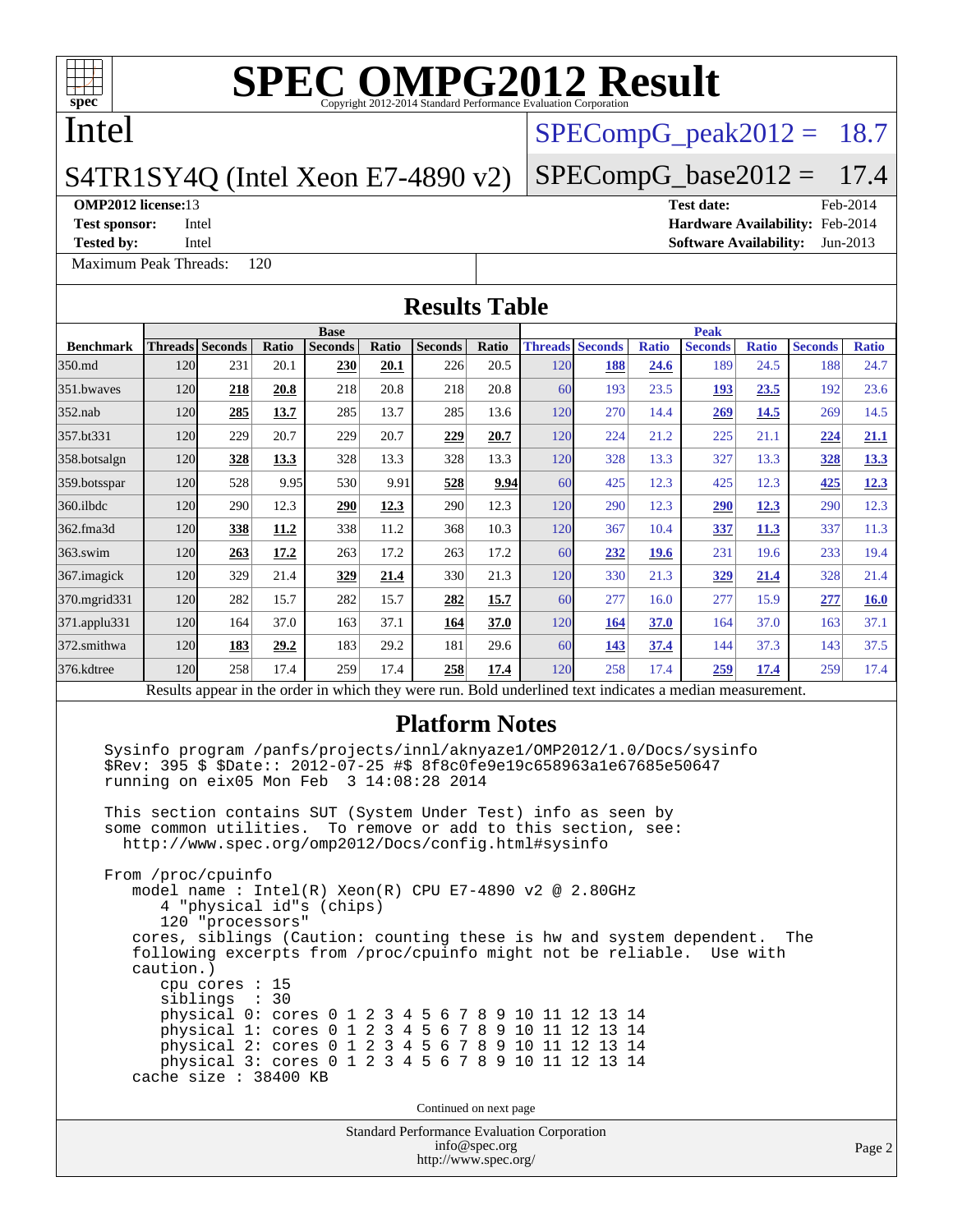# SPEC OMPG2012 Result

Copyright 2012-2014 Standard Performance Evaluation Corporation

## Intel

## S4TR1SY4Q (Intel Xeon E7-4890 v2)

SPECompG_peak2012 = 18.7

SPECompG_base2012 = 17.4

**OMP2012 license:** 13
**Test sponsor:** Intel
**Tested by:** Intel

**Test date:** Feb-2014
**Hardware Availability:** Feb-2014
**Software Availability:** Jun-2013

Maximum Peak Threads: 120

## Results Table

| Benchmark | Base | | | | | | | Peak | | | | | | |
|---|---|---|---|---|---|---|---|---|---|---|---|---|---|---|
| | Threads | Seconds | Ratio | Seconds | Ratio | Seconds | Ratio | Threads | Seconds | Ratio | Seconds | Ratio | Seconds | Ratio |
| 350.md | 120 | 231 | 20.1 | **230** | **20.1** | 226 | 20.5 | 120 | **188** | **24.6** | 189 | 24.5 | 188 | 24.7 |
| 351.bwaves | 120 | **218** | **20.8** | 218 | 20.8 | 218 | 20.8 | 60 | 193 | 23.5 | **193** | **23.5** | 192 | 23.6 |
| 352.nab | 120 | **285** | **13.7** | 285 | 13.7 | 285 | 13.6 | 120 | 270 | 14.4 | **269** | **14.5** | 269 | 14.5 |
| 357.bt331 | 120 | 229 | 20.7 | 229 | 20.7 | **229** | **20.7** | 120 | 224 | 21.2 | 225 | 21.1 | **224** | **21.1** |
| 358.botsalgn | 120 | **328** | **13.3** | 328 | 13.3 | 328 | 13.3 | 120 | 328 | 13.3 | 327 | 13.3 | **328** | **13.3** |
| 359.botsspar | 120 | 528 | 9.95 | 530 | 9.91 | **528** | **9.94** | 60 | 425 | 12.3 | 425 | 12.3 | **425** | **12.3** |
| 360.ilbdc | 120 | 290 | 12.3 | **290** | **12.3** | 290 | 12.3 | 120 | 290 | 12.3 | **290** | **12.3** | 290 | 12.3 |
| 362.fma3d | 120 | **338** | **11.2** | 338 | 11.2 | 368 | 10.3 | 120 | 367 | 10.4 | **337** | **11.3** | 337 | 11.3 |
| 363.swim | 120 | **263** | **17.2** | 263 | 17.2 | 263 | 17.2 | 60 | **232** | **19.6** | 231 | 19.6 | 233 | 19.4 |
| 367.imagick | 120 | 329 | 21.4 | **329** | **21.4** | 330 | 21.3 | 120 | 330 | 21.3 | **329** | **21.4** | 328 | 21.4 |
| 370.mgrid331 | 120 | 282 | 15.7 | 282 | 15.7 | **282** | **15.7** | 60 | 277 | 16.0 | 277 | 15.9 | **277** | **16.0** |
| 371.applu331 | 120 | 164 | 37.0 | 163 | 37.1 | **164** | **37.0** | 120 | **164** | **37.0** | 164 | 37.0 | 163 | 37.1 |
| 372.smithwa | 120 | **183** | **29.2** | 183 | 29.2 | 181 | 29.6 | 60 | **143** | **37.4** | 144 | 37.3 | 143 | 37.5 |
| 376.kdtree | 120 | 258 | 17.4 | 259 | 17.4 | **258** | **17.4** | 120 | 258 | 17.4 | **259** | **17.4** | 259 | 17.4 |

Results appear in the order in which they were run. Bold underlined text indicates a median measurement.

## Platform Notes

```
Sysinfo program /panfs/projects/innl/aknyaze1/OMP2012/1.0/Docs/sysinfo
$Rev: 395 $ $Date:: 2012-07-25 #$ 8f8c0fe9e19c658963a1e67685e50647
running on eix05 Mon Feb  3 14:08:28 2014

This section contains SUT (System Under Test) info as seen by
some common utilities.  To remove or add to this section, see:
  http://www.spec.org/omp2012/Docs/config.html#sysinfo

From /proc/cpuinfo
   model name : Intel(R) Xeon(R) CPU E7-4890 v2 @ 2.80GHz
      4 "physical id"s (chips)
      120 "processors"
   cores, siblings (Caution: counting these is hw and system dependent.  The
   following excerpts from /proc/cpuinfo might not be reliable.  Use with
   caution.)
      cpu cores : 15
      siblings  : 30
      physical 0: cores 0 1 2 3 4 5 6 7 8 9 10 11 12 13 14
      physical 1: cores 0 1 2 3 4 5 6 7 8 9 10 11 12 13 14
      physical 2: cores 0 1 2 3 4 5 6 7 8 9 10 11 12 13 14
      physical 3: cores 0 1 2 3 4 5 6 7 8 9 10 11 12 13 14
   cache size : 38400 KB
```

Continued on next page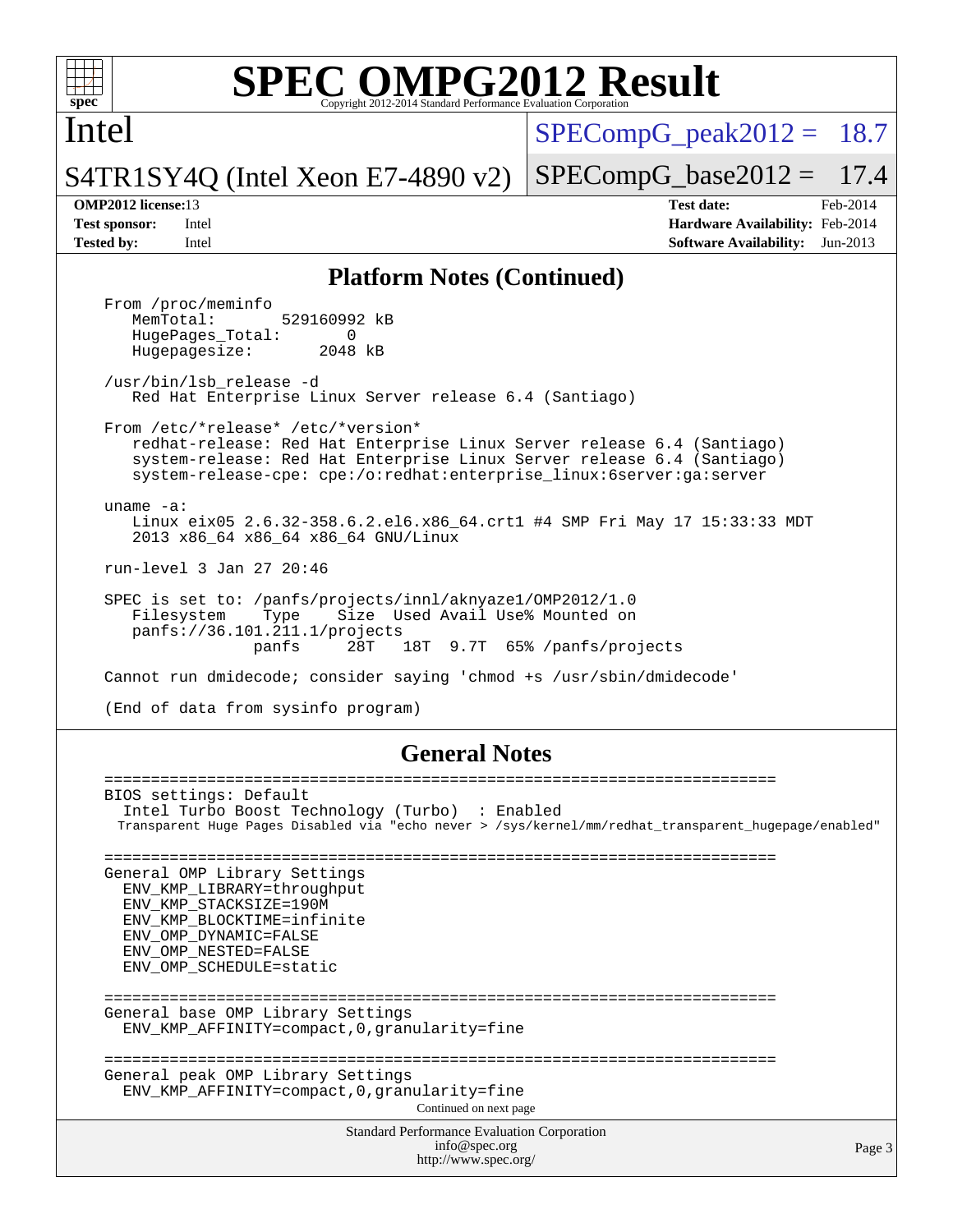# SPEC OMPG2012 Result

Copyright 2012-2014 Standard Performance Evaluation Corporation

**Intel**

**S4TR1SY4Q (Intel Xeon E7-4890 v2)**

SPECompG_peak2012 = 18.7

SPECompG_base2012 = 17.4

| | | | |
|---|---|---|---|
| **OMP2012 license:** | 13 | **Test date:** | Feb-2014 |
| **Test sponsor:** | Intel | **Hardware Availability:** | Feb-2014 |
| **Tested by:** | Intel | **Software Availability:** | Jun-2013 |

## Platform Notes (Continued)

```
From /proc/meminfo
   MemTotal:       529160992 kB
   HugePages_Total:       0
   Hugepagesize:       2048 kB

/usr/bin/lsb_release -d
   Red Hat Enterprise Linux Server release 6.4 (Santiago)

From /etc/*release* /etc/*version*
   redhat-release: Red Hat Enterprise Linux Server release 6.4 (Santiago)
   system-release: Red Hat Enterprise Linux Server release 6.4 (Santiago)
   system-release-cpe: cpe:/o:redhat:enterprise_linux:6server:ga:server

uname -a:
   Linux eix05 2.6.32-358.6.2.el6.x86_64.crt1 #4 SMP Fri May 17 15:33:33 MDT
   2013 x86_64 x86_64 x86_64 GNU/Linux

run-level 3 Jan 27 20:46

SPEC is set to: /panfs/projects/innl/aknyaze1/OMP2012/1.0
   Filesystem    Type    Size  Used Avail Use% Mounted on
   panfs://36.101.211.1/projects
                panfs     28T   18T  9.7T  65% /panfs/projects

Cannot run dmidecode; consider saying 'chmod +s /usr/sbin/dmidecode'

(End of data from sysinfo program)
```

## General Notes

```
========================================================================
BIOS settings: Default
  Intel Turbo Boost Technology (Turbo)  : Enabled
  Transparent Huge Pages Disabled via "echo never > /sys/kernel/mm/redhat_transparent_hugepage/enabled"

========================================================================
General OMP Library Settings
  ENV_KMP_LIBRARY=throughput
  ENV_KMP_STACKSIZE=190M
  ENV_KMP_BLOCKTIME=infinite
  ENV_OMP_DYNAMIC=FALSE
  ENV_OMP_NESTED=FALSE
  ENV_OMP_SCHEDULE=static

========================================================================
General base OMP Library Settings
  ENV_KMP_AFFINITY=compact,0,granularity=fine

========================================================================
General peak OMP Library Settings
  ENV_KMP_AFFINITY=compact,0,granularity=fine
```

Continued on next page

Standard Performance Evaluation Corporation
info@spec.org
http://www.spec.org/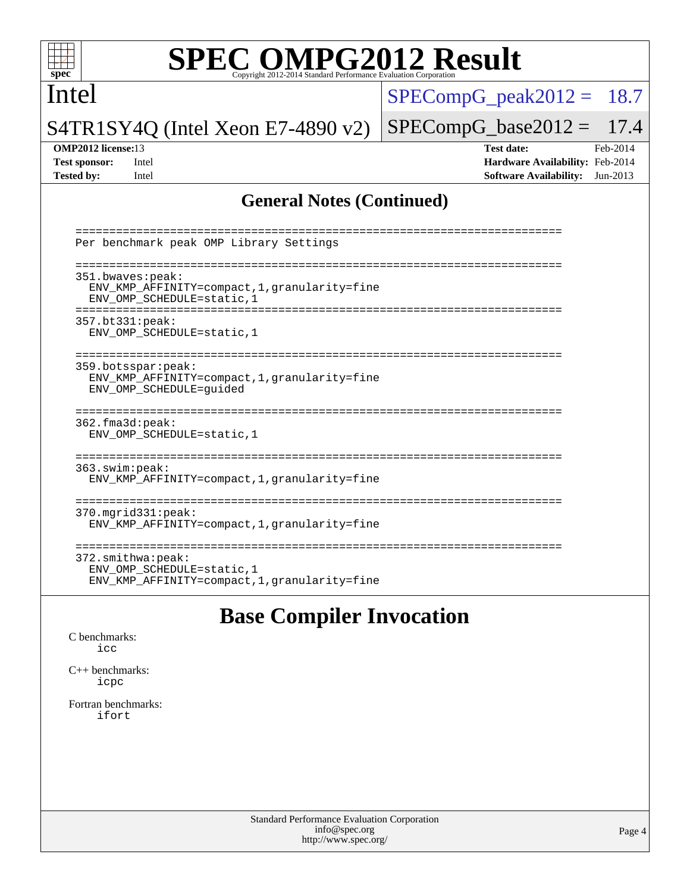# SPEC OMPG2012 Result

Intel

S4TR1SY4Q (Intel Xeon E7-4890 v2)

SPECompG_peak2012 = 18.7

SPECompG_base2012 = 17.4

**OMP2012 license:** 13
**Test sponsor:** Intel
**Tested by:** Intel

**Test date:** Feb-2014
**Hardware Availability:** Feb-2014
**Software Availability:** Jun-2013

## General Notes (Continued)

```
========================================================================
Per benchmark peak OMP Library Settings

========================================================================
351.bwaves:peak:
  ENV_KMP_AFFINITY=compact,1,granularity=fine
  ENV_OMP_SCHEDULE=static,1
========================================================================
357.bt331:peak:
  ENV_OMP_SCHEDULE=static,1

========================================================================
359.botsspar:peak:
  ENV_KMP_AFFINITY=compact,1,granularity=fine
  ENV_OMP_SCHEDULE=guided

========================================================================
362.fma3d:peak:
  ENV_OMP_SCHEDULE=static,1

========================================================================
363.swim:peak:
  ENV_KMP_AFFINITY=compact,1,granularity=fine

========================================================================
370.mgrid331:peak:
  ENV_KMP_AFFINITY=compact,1,granularity=fine

========================================================================
372.smithwa:peak:
  ENV_OMP_SCHEDULE=static,1
  ENV_KMP_AFFINITY=compact,1,granularity=fine
```

## Base Compiler Invocation

C benchmarks:
    icc

C++ benchmarks:
    icpc

Fortran benchmarks:
    ifort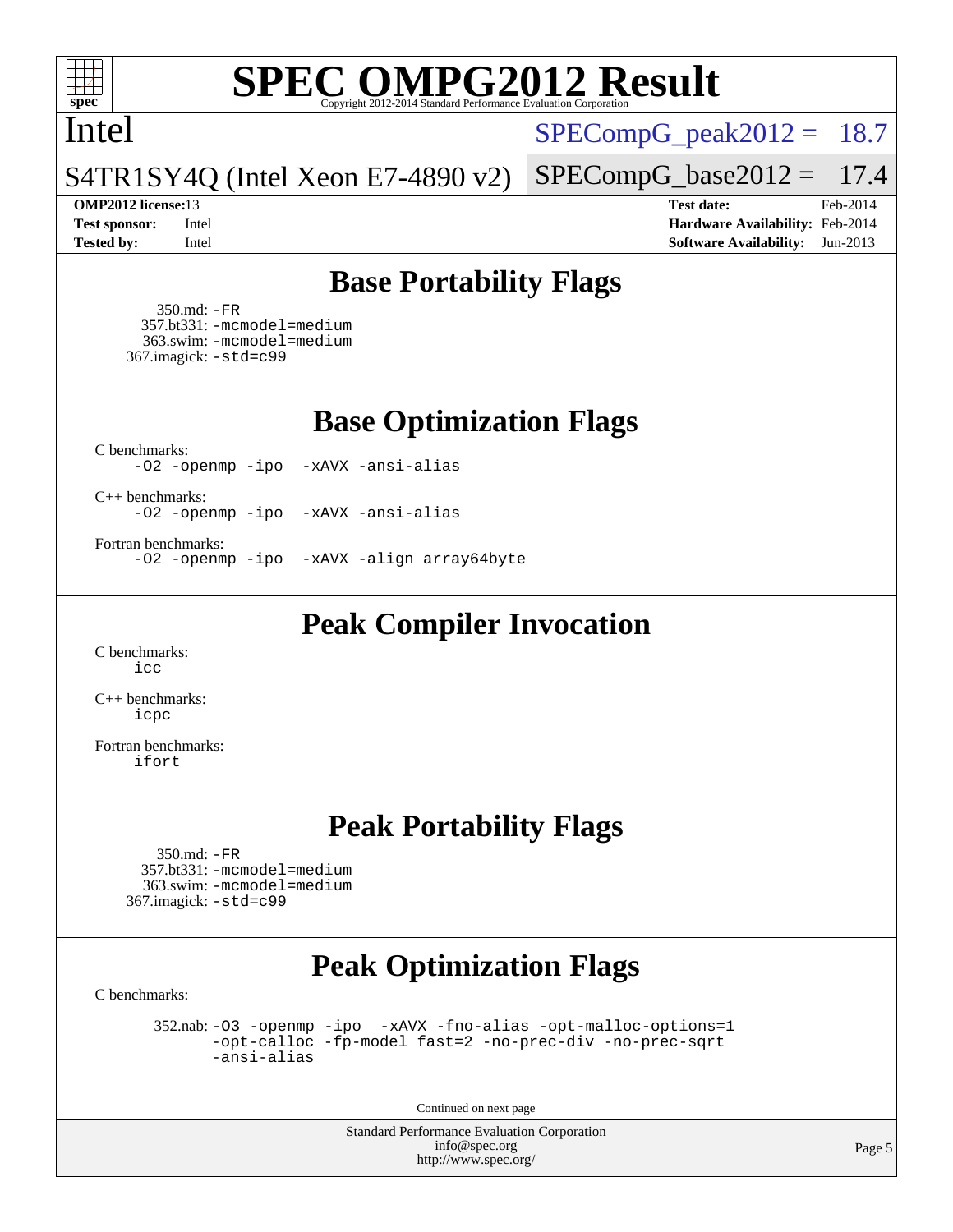# SPEC OMPG2012 Result

Copyright 2012-2014 Standard Performance Evaluation Corporation

**Intel**

**S4TR1SY4Q (Intel Xeon E7-4890 v2)**

SPECompG_peak2012 = 18.7

SPECompG_base2012 = 17.4

| | | | |
|---|---|---|---|
| **OMP2012 license:** 13 | | **Test date:** | Feb-2014 |
| **Test sponsor:** | Intel | **Hardware Availability:** | Feb-2014 |
| **Tested by:** | Intel | **Software Availability:** | Jun-2013 |

## Base Portability Flags

350.md: `-FR`
357.bt331: `-mcmodel=medium`
363.swim: `-mcmodel=medium`
367.imagick: `-std=c99`

## Base Optimization Flags

C benchmarks:

```
-O2 -openmp -ipo -xAVX -ansi-alias
```

C++ benchmarks:

```
-O2 -openmp -ipo -xAVX -ansi-alias
```

Fortran benchmarks:

```
-O2 -openmp -ipo -xAVX -align array64byte
```

## Peak Compiler Invocation

C benchmarks:

```
icc
```

C++ benchmarks:

```
icpc
```

Fortran benchmarks:

```
ifort
```

## Peak Portability Flags

350.md: `-FR`
357.bt331: `-mcmodel=medium`
363.swim: `-mcmodel=medium`
367.imagick: `-std=c99`

## Peak Optimization Flags

C benchmarks:

352.nab: `-O3 -openmp -ipo -xAVX -fno-alias -opt-malloc-options=1 -opt-calloc -fp-model fast=2 -no-prec-div -no-prec-sqrt -ansi-alias`

Continued on next page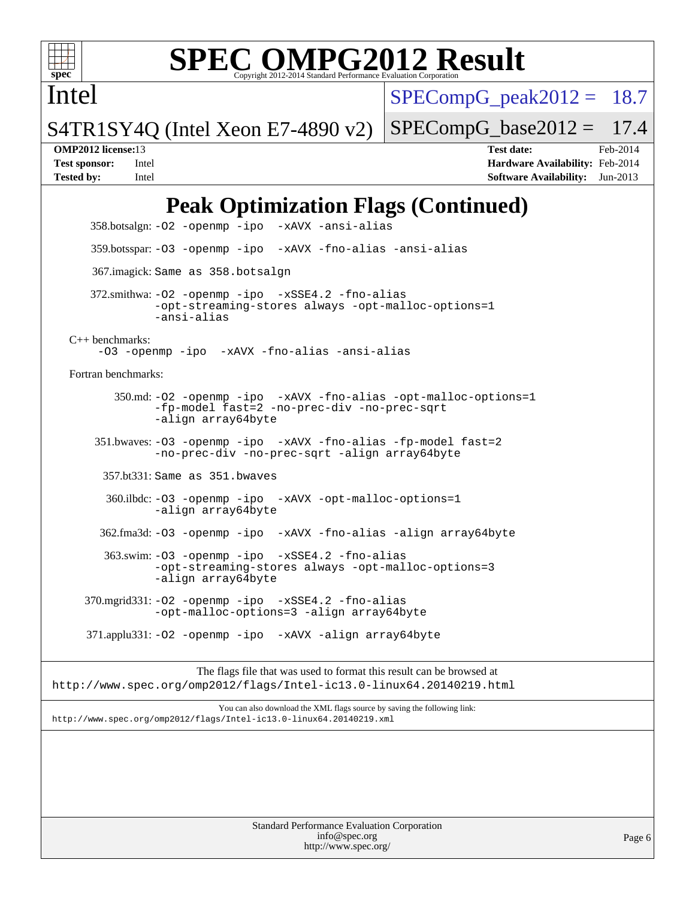# Peak Optimization Flags (Continued)

358.botsalgn: -O2 -openmp -ipo -xAVX -ansi-alias

359.botsspar: -O3 -openmp -ipo -xAVX -fno-alias -ansi-alias

367.imagick: Same as 358.botsalgn

372.smithwa: -O2 -openmp -ipo -xSSE4.2 -fno-alias -opt-streaming-stores always -opt-malloc-options=1 -ansi-alias

C++ benchmarks:
-O3 -openmp -ipo -xAVX -fno-alias -ansi-alias

Fortran benchmarks:

350.md: -O2 -openmp -ipo -xAVX -fno-alias -opt-malloc-options=1 -fp-model fast=2 -no-prec-div -no-prec-sqrt -align array64byte

351.bwaves: -O3 -openmp -ipo -xAVX -fno-alias -fp-model fast=2 -no-prec-div -no-prec-sqrt -align array64byte

357.bt331: Same as 351.bwaves

360.ilbdc: -O3 -openmp -ipo -xAVX -opt-malloc-options=1 -align array64byte

362.fma3d: -O3 -openmp -ipo -xAVX -fno-alias -align array64byte

363.swim: -O3 -openmp -ipo -xSSE4.2 -fno-alias -opt-streaming-stores always -opt-malloc-options=3 -align array64byte

370.mgrid331: -O2 -openmp -ipo -xSSE4.2 -fno-alias -opt-malloc-options=3 -align array64byte

371.applu331: -O2 -openmp -ipo -xAVX -align array64byte

The flags file that was used to format this result can be browsed at
http://www.spec.org/omp2012/flags/Intel-ic13.0-linux64.20140219.html

You can also download the XML flags source by saving the following link:
http://www.spec.org/omp2012/flags/Intel-ic13.0-linux64.20140219.xml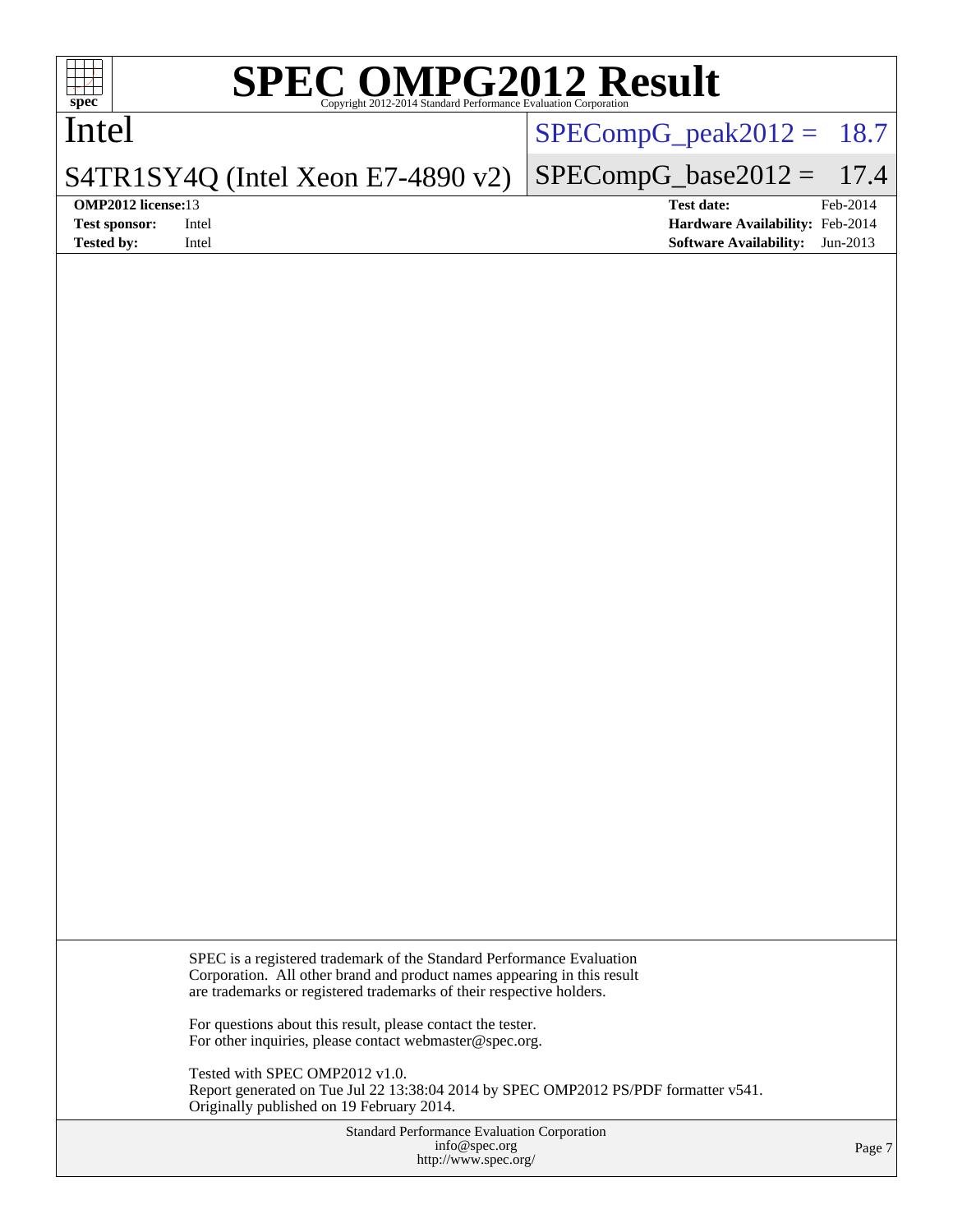SPEC is a registered trademark of the Standard Performance Evaluation Corporation. All other brand and product names appearing in this result are trademarks or registered trademarks of their respective holders.

For questions about this result, please contact the tester.
For other inquiries, please contact webmaster@spec.org.

Tested with SPEC OMP2012 v1.0.
Report generated on Tue Jul 22 13:38:04 2014 by SPEC OMP2012 PS/PDF formatter v541.
Originally published on 19 February 2014.